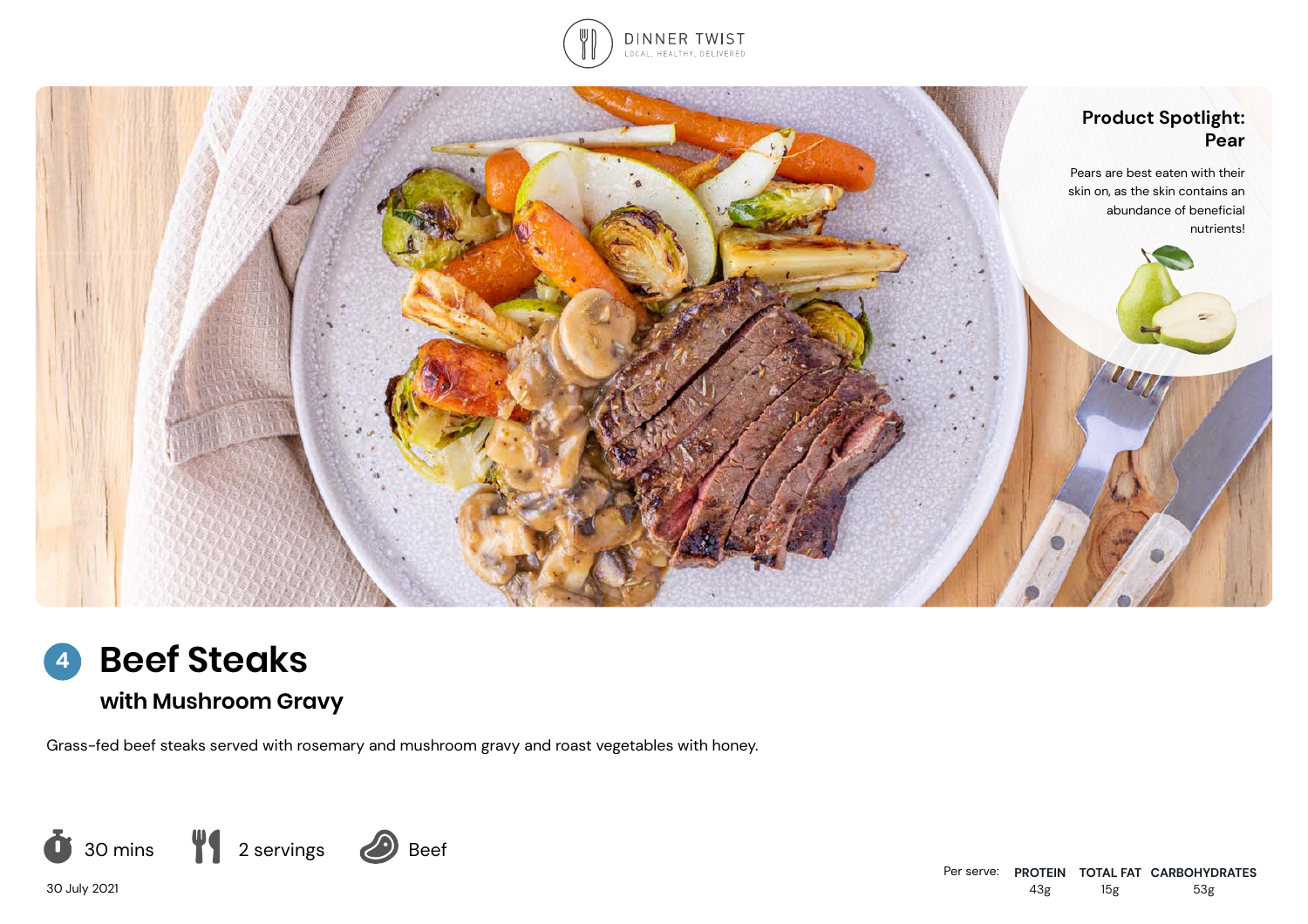DINNER TWIST

LOCAL, HEALTHY, DELIVERED

**Product Spotlight: Pear**

Pears are best eaten with their skin on, as the skin contains an abundance of beneficial nutrients!

# 4 Beef Steaks

## with Mushroom Gravy

Grass-fed beef steaks served with rosemary and mushroom gravy and roast vegetables with honey.

30 mins | 2 servings | Beef

30 July 2021

| Per serve: | PROTEIN | TOTAL FAT | CARBOHYDRATES |
|---|---|---|---|
| | 43g | 15g | 53g |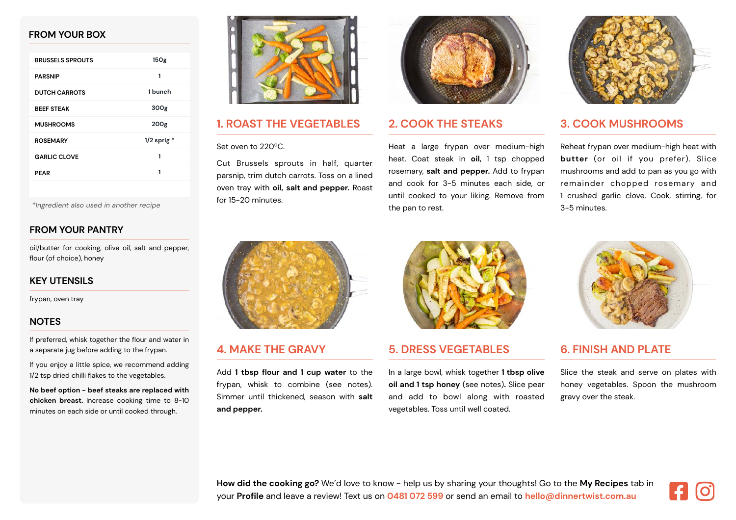## FROM YOUR BOX

| | |
|---|---|
| BRUSSELS SPROUTS | 150g |
| PARSNIP | 1 |
| DUTCH CARROTS | 1 bunch |
| BEEF STEAK | 300g |
| MUSHROOMS | 200g |
| ROSEMARY | 1/2 sprig * |
| GARLIC CLOVE | 1 |
| PEAR | 1 |

*\*Ingredient also used in another recipe*

## FROM YOUR PANTRY

oil/butter for cooking, olive oil, salt and pepper, flour (of choice), honey

## KEY UTENSILS

frypan, oven tray

## NOTES

If preferred, whisk together the flour and water in a separate jug before adding to the frypan.

If you enjoy a little spice, we recommend adding 1/2 tsp dried chilli flakes to the vegetables.

**No beef option - beef steaks are replaced with chicken breast.** Increase cooking time to 8-10 minutes on each side or until cooked through.

## 1. ROAST THE VEGETABLES

Set oven to 220°C.

Cut Brussels sprouts in half, quarter parsnip, trim dutch carrots. Toss on a lined oven tray with **oil, salt and pepper.** Roast for 15-20 minutes.

## 2. COOK THE STEAKS

Heat a large frypan over medium-high heat. Coat steak in **oil,** 1 tsp chopped rosemary, **salt and pepper.** Add to frypan and cook for 3-5 minutes each side, or until cooked to your liking. Remove from the pan to rest.

## 3. COOK MUSHROOMS

Reheat frypan over medium-high heat with **butter** (or oil if you prefer). Slice mushrooms and add to pan as you go with remainder chopped rosemary and 1 crushed garlic clove. Cook, stirring, for 3-5 minutes.

## 4. MAKE THE GRAVY

Add **1 tbsp flour and 1 cup water** to the frypan, whisk to combine (see notes). Simmer until thickened, season with **salt and pepper.**

## 5. DRESS VEGETABLES

In a large bowl, whisk together **1 tbsp olive oil and 1 tsp honey** (see notes)**.** Slice pear and add to bowl along with roasted vegetables. Toss until well coated.

## 6. FINISH AND PLATE

Slice the steak and serve on plates with honey vegetables. Spoon the mushroom gravy over the steak.

**How did the cooking go?** We'd love to know - help us by sharing your thoughts! Go to the **My Recipes** tab in your **Profile** and leave a review! Text us on 0481 072 599 or send an email to hello@dinnertwist.com.au